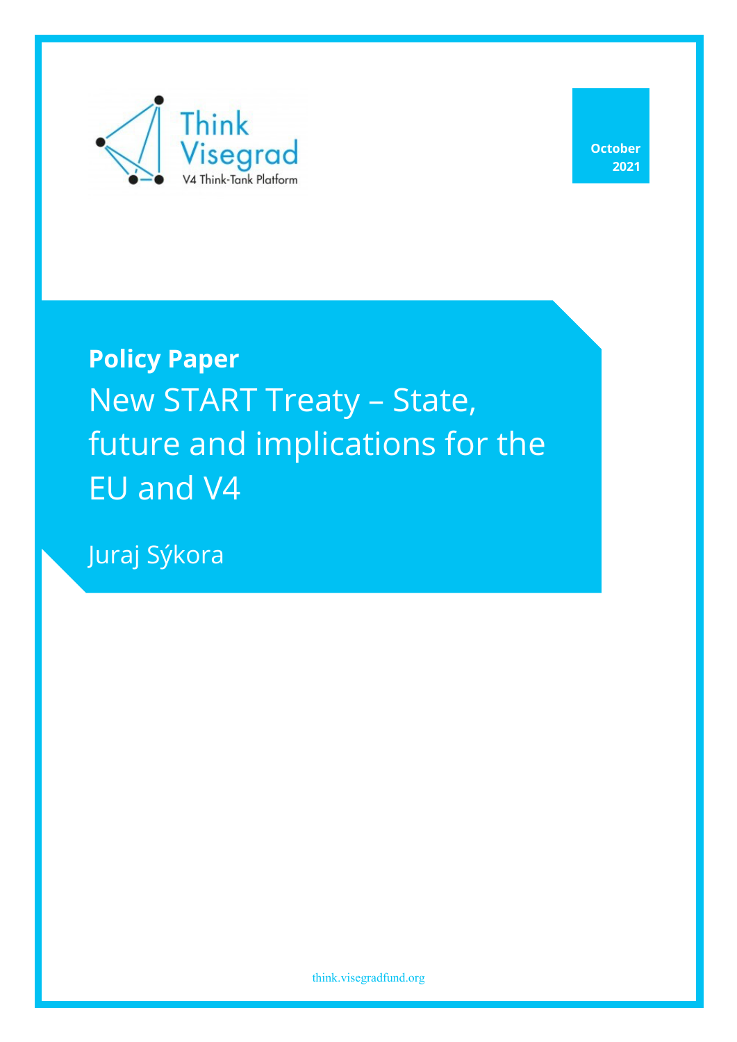Think Visegrad

V4 Think-Tank Platform

October 2021

**Policy Paper**

# New START Treaty – State, future and implications for the EU and V4

Juraj Sýkora

think.visegradfund.org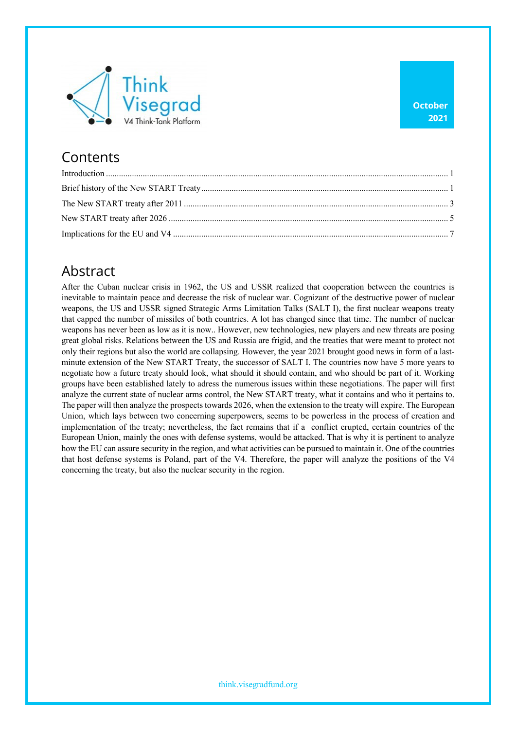October 2021

## Contents

Introduction ........................................................................................................ 1

Brief history of the New START Treaty ........................................................... 1

The New START treaty after 2011 .................................................................. 3

New START treaty after 2026 ......................................................................... 5

Implications for the EU and V4 ....................................................................... 7

## Abstract

After the Cuban nuclear crisis in 1962, the US and USSR realized that cooperation between the countries is inevitable to maintain peace and decrease the risk of nuclear war. Cognizant of the destructive power of nuclear weapons, the US and USSR signed Strategic Arms Limitation Talks (SALT I), the first nuclear weapons treaty that capped the number of missiles of both countries. A lot has changed since that time. The number of nuclear weapons has never been as low as it is now.. However, new technologies, new players and new threats are posing great global risks. Relations between the US and Russia are frigid, and the treaties that were meant to protect not only their regions but also the world are collapsing. However, the year 2021 brought good news in form of a last-minute extension of the New START Treaty, the successor of SALT I. The countries now have 5 more years to negotiate how a future treaty should look, what should it should contain, and who should be part of it. Working groups have been established lately to adress the numerous issues within these negotiations. The paper will first analyze the current state of nuclear arms control, the New START treaty, what it contains and who it pertains to. The paper will then analyze the prospects towards 2026, when the extension to the treaty will expire. The European Union, which lays between two concerning superpowers, seems to be powerless in the process of creation and implementation of the treaty; nevertheless, the fact remains that if a conflict erupted, certain countries of the European Union, mainly the ones with defense systems, would be attacked. That is why it is pertinent to analyze how the EU can assure security in the region, and what activities can be pursued to maintain it. One of the countries that host defense systems is Poland, part of the V4. Therefore, the paper will analyze the positions of the V4 concerning the treaty, but also the nuclear security in the region.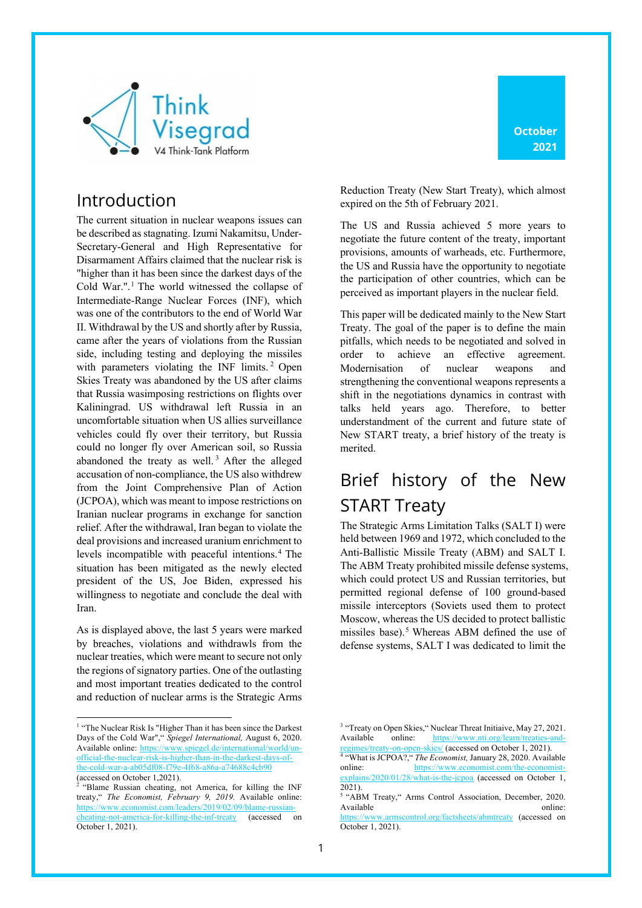## Introduction

The current situation in nuclear weapons issues can be described as stagnating. Izumi Nakamitsu, Under-Secretary-General and High Representative for Disarmament Affairs claimed that the nuclear risk is "higher than it has been since the darkest days of the Cold War.".[1] The world witnessed the collapse of Intermediate-Range Nuclear Forces (INF), which was one of the contributors to the end of World War II. Withdrawal by the US and shortly after by Russia, came after the years of violations from the Russian side, including testing and deploying the missiles with parameters violating the INF limits.[2] Open Skies Treaty was abandoned by the US after claims that Russia wasimposing restrictions on flights over Kaliningrad. US withdrawal left Russia in an uncomfortable situation when US allies surveillance vehicles could fly over their territory, but Russia could no longer fly over American soil, so Russia abandoned the treaty as well.[3] After the alleged accusation of non-compliance, the US also withdrew from the Joint Comprehensive Plan of Action (JCPOA), which was meant to impose restrictions on Iranian nuclear programs in exchange for sanction relief. After the withdrawal, Iran began to violate the deal provisions and increased uranium enrichment to levels incompatible with peaceful intentions.[4] The situation has been mitigated as the newly elected president of the US, Joe Biden, expressed his willingness to negotiate and conclude the deal with Iran.

As is displayed above, the last 5 years were marked by breaches, violations and withdrawls from the nuclear treaties, which were meant to secure not only the regions of signatory parties. One of the outlasting and most important treaties dedicated to the control and reduction of nuclear arms is the Strategic Arms Reduction Treaty (New Start Treaty), which almost expired on the 5th of February 2021.

The US and Russia achieved 5 more years to negotiate the future content of the treaty, important provisions, amounts of warheads, etc. Furthermore, the US and Russia have the opportunity to negotiate the participation of other countries, which can be perceived as important players in the nuclear field.

This paper will be dedicated mainly to the New Start Treaty. The goal of the paper is to define the main pitfalls, which needs to be negotiated and solved in order to achieve an effective agreement. Modernisation of nuclear weapons and strengthening the conventional weapons represents a shift in the negotiations dynamics in contrast with talks held years ago. Therefore, to better understandment of the current and future state of New START treaty, a brief history of the treaty is merited.

## Brief history of the New START Treaty

The Strategic Arms Limitation Talks (SALT I) were held between 1969 and 1972, which concluded to the Anti-Ballistic Missile Treaty (ABM) and SALT I. The ABM Treaty prohibited missile defense systems, which could protect US and Russian territories, but permitted regional defense of 100 ground-based missile interceptors (Soviets used them to protect Moscow, whereas the US decided to protect ballistic missiles base).[5] Whereas ABM defined the use of defense systems, SALT I was dedicated to limit the

---

[1] "The Nuclear Risk Is "Higher Than it has been since the Darkest Days of the Cold War"," *Spiegel International,* August 6, 2020. Available online: https://www.spiegel.de/international/world/un-official-the-nuclear-risk-is-higher-than-in-the-darkest-days-of-the-cold-war-a-ab05df08-f79e-4f68-a86a-a74688c4cb90 (accessed on October 1,2021).

[2] "Blame Russian cheating, not America, for killing the INF treaty," *The Economist, February 9, 2019.* Available online: https://www.economist.com/leaders/2019/02/09/blame-russian-cheating-not-america-for-killing-the-inf-treaty (accessed on October 1, 2021).

[3] "Treaty on Open Skies," Nuclear Threat Initiaive, May 27, 2021. Available online: https://www.nti.org/learn/treaties-and-regimes/treaty-on-open-skies/ (accessed on October 1, 2021).

[4] "What is JCPOA?," *The Economist,* January 28, 2020. Available online: https://www.economist.com/the-economist-explains/2020/01/28/what-is-the-jcpoa (accessed on October 1, 2021).

[5] "ABM Treaty," Arms Control Association, December, 2020. Available online: https://www.armscontrol.org/factsheets/abmtreaty (accessed on October 1, 2021).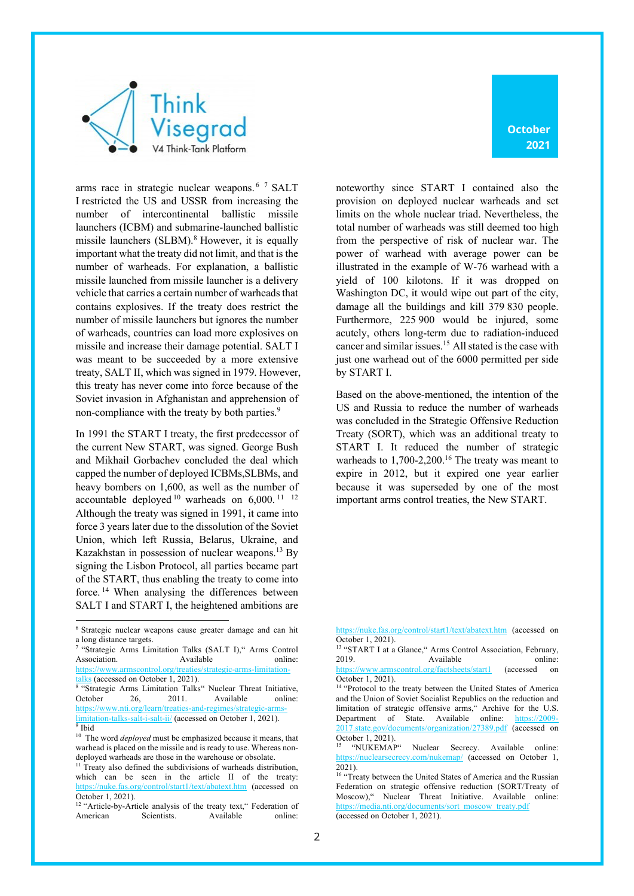arms race in strategic nuclear weapons.[6] [7] SALT I restricted the US and USSR from increasing the number of intercontinental ballistic missile launchers (ICBM) and submarine-launched ballistic missile launchers (SLBM).[8] However, it is equally important what the treaty did not limit, and that is the number of warheads. For explanation, a ballistic missile launched from missile launcher is a delivery vehicle that carries a certain number of warheads that contains explosives. If the treaty does restrict the number of missile launchers but ignores the number of warheads, countries can load more explosives on missile and increase their damage potential. SALT I was meant to be succeeded by a more extensive treaty, SALT II, which was signed in 1979. However, this treaty has never come into force because of the Soviet invasion in Afghanistan and apprehension of non-compliance with the treaty by both parties.[9]

In 1991 the START I treaty, the first predecessor of the current New START, was signed. George Bush and Mikhail Gorbachev concluded the deal which capped the number of deployed ICBMs,SLBMs, and heavy bombers on 1,600, as well as the number of accountable deployed[10] warheads on 6,000.[11] [12] Although the treaty was signed in 1991, it came into force 3 years later due to the dissolution of the Soviet Union, which left Russia, Belarus, Ukraine, and Kazakhstan in possession of nuclear weapons.[13] By signing the Lisbon Protocol, all parties became part of the START, thus enabling the treaty to come into force.[14] When analysing the differences between SALT I and START I, the heightened ambitions are noteworthy since START I contained also the provision on deployed nuclear warheads and set limits on the whole nuclear triad. Nevertheless, the total number of warheads was still deemed too high from the perspective of risk of nuclear war. The power of warhead with average power can be illustrated in the example of W-76 warhead with a yield of 100 kilotons. If it was dropped on Washington DC, it would wipe out part of the city, damage all the buildings and kill 379 830 people. Furthermore, 225 900 would be injured, some acutely, others long-term due to radiation-induced cancer and similar issues.[15] All stated is the case with just one warhead out of the 6000 permitted per side by START I.

Based on the above-mentioned, the intention of the US and Russia to reduce the number of warheads was concluded in the Strategic Offensive Reduction Treaty (SORT), which was an additional treaty to START I. It reduced the number of strategic warheads to 1,700-2,200.[16] The treaty was meant to expire in 2012, but it expired one year earlier because it was superseded by one of the most important arms control treaties, the New START.

---

[6] Strategic nuclear weapons cause greater damage and can hit a long distance targets.

[7] "Strategic Arms Limitation Talks (SALT I)," Arms Control Association. Available online: https://www.armscontrol.org/treaties/strategic-arms-limitation-talks (accessed on October 1, 2021).

[8] "Strategic Arms Limitation Talks" Nuclear Threat Initiative, October 26, 2011. Available online: https://www.nti.org/learn/treaties-and-regimes/strategic-arms-limitation-talks-salt-i-salt-ii/ (accessed on October 1, 2021).

[9] Ibid

[10] The word *deployed* must be emphasized because it means, that warhead is placed on the missile and is ready to use. Whereas non-deployed warheads are those in the warehouse or obsolate.

[11] Treaty also defined the subdivisions of warheads distribution, which can be seen in the article II of the treaty: https://nuke.fas.org/control/start1/text/abatext.htm (accessed on October 1, 2021).

[12] "Article-by-Article analysis of the treaty text," Federation of American Scientists. Available online: https://nuke.fas.org/control/start1/text/abatext.htm (accessed on October 1, 2021).

[13] "START I at a Glance," Arms Control Association, February, 2019. Available online: https://www.armscontrol.org/factsheets/start1 (accessed on October 1, 2021).

[14] "Protocol to the treaty between the United States of America and the Union of Soviet Socialist Republics on the reduction and limitation of strategic offensive arms," Archive for the U.S. Department of State. Available online: https://2009-2017.state.gov/documents/organization/27389.pdf (accessed on October 1, 2021).

[15] "NUKEMAP" Nuclear Secrecy. Available online: https://nuclearsecrecy.com/nukemap/ (accessed on October 1, 2021).

[16] "Treaty between the United States of America and the Russian Federation on strategic offensive reduction (SORT/Treaty of Moscow)," Nuclear Threat Initiative. Available online: https://media.nti.org/documents/sort_moscow_treaty.pdf (accessed on October 1, 2021).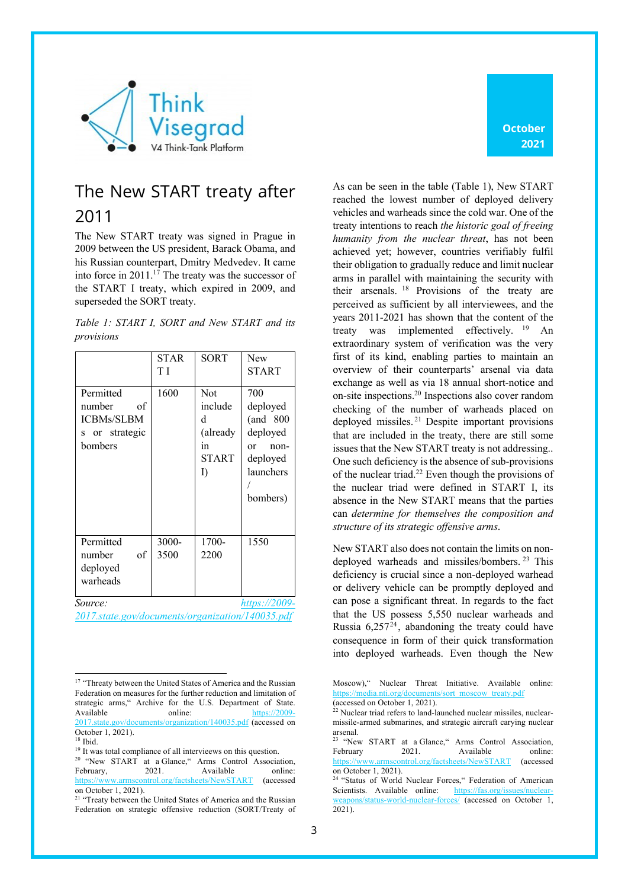# The New START treaty after 2011

The New START treaty was signed in Prague in 2009 between the US president, Barack Obama, and his Russian counterpart, Dmitry Medvedev. It came into force in 2011.[17] The treaty was the successor of the START I treaty, which expired in 2009, and superseded the SORT treaty.

*Table 1: START I, SORT and New START and its provisions*

| | START I | SORT | New START |
|---|---|---|---|
| Permitted number of ICBMs/SLBMs or strategic bombers | 1600 | Not included (already in START I) | 700 deployed (and 800 deployed or non-deployed launchers / bombers) |
| Permitted number of deployed warheads | 3000-3500 | 1700-2200 | 1550 |

*Source:* *https://2009-2017.state.gov/documents/organization/140035.pdf*

As can be seen in the table (Table 1), New START reached the lowest number of deployed delivery vehicles and warheads since the cold war. One of the treaty intentions to reach *the historic goal of freeing humanity from the nuclear threat*, has not been achieved yet; however, countries verifiably fulfil their obligation to gradually reduce and limit nuclear arms in parallel with maintaining the security with their arsenals.[18] Provisions of the treaty are perceived as sufficient by all interviewees, and the years 2011-2021 has shown that the content of the treaty was implemented effectively.[19] An extraordinary system of verification was the very first of its kind, enabling parties to maintain an overview of their counterparts' arsenal via data exchange as well as via 18 annual short-notice and on-site inspections.[20] Inspections also cover random checking of the number of warheads placed on deployed missiles.[21] Despite important provisions that are included in the treaty, there are still some issues that the New START treaty is not addressing.. One such deficiency is the absence of sub-provisions of the nuclear triad.[22] Even though the provisions of the nuclear triad were defined in START I, its absence in the New START means that the parties can *determine for themselves the composition and structure of its strategic offensive arms*.

New START also does not contain the limits on non-deployed warheads and missiles/bombers.[23] This deficiency is crucial since a non-deployed warhead or delivery vehicle can be promptly deployed and can pose a significant threat. In regards to the fact that the US possess 5,550 nuclear warheads and Russia 6,257[24], abandoning the treaty could have consequence in form of their quick transformation into deployed warheads. Even though the New

---

[17] "Threaty between the United States of America and the Russian Federation on measures for the further reduction and limitation of strategic arms," Archive for the U.S. Department of State. Available online: https://2009-2017.state.gov/documents/organization/140035.pdf (accessed on October 1, 2021).

[18] Ibid.

[19] It was total compliance of all interviews on this question.

[20] "New START at a Glance," Arms Control Association, February, 2021. Available online: https://www.armscontrol.org/factsheets/NewSTART (accessed on October 1, 2021).

[21] "Treaty between the United States of America and the Russian Federation on strategic offensive reduction (SORT/Treaty of Moscow)," Nuclear Threat Initiative. Available online: https://media.nti.org/documents/sort_moscow_treaty.pdf (accessed on October 1, 2021).

[22] Nuclear triad refers to land-launched nuclear missiles, nuclear-missile-armed submarines, and strategic aircraft carying nuclear arsenal.

[23] "New START at a Glance," Arms Control Association, February 2021. Available online: https://www.armscontrol.org/factsheets/NewSTART (accessed on October 1, 2021).

[24] "Status of World Nuclear Forces," Federation of American Scientists. Available online: https://fas.org/issues/nuclear-weapons/status-world-nuclear-forces/ (accessed on October 1, 2021).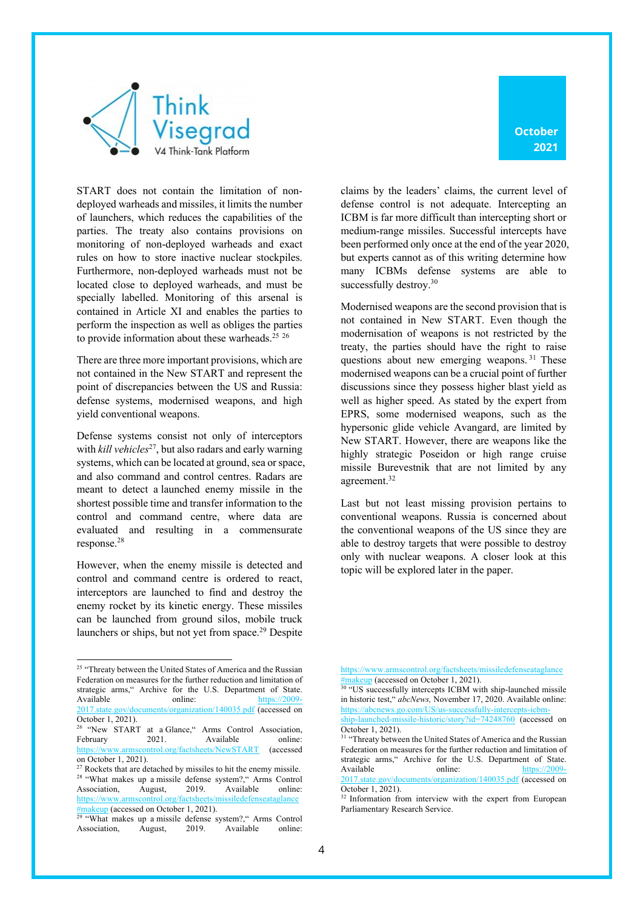START does not contain the limitation of non-deployed warheads and missiles, it limits the number of launchers, which reduces the capabilities of the parties. The treaty also contains provisions on monitoring of non-deployed warheads and exact rules on how to store inactive nuclear stockpiles. Furthermore, non-deployed warheads must not be located close to deployed warheads, and must be specially labelled. Monitoring of this arsenal is contained in Article XI and enables the parties to perform the inspection as well as obliges the parties to provide information about these warheads.[25] [26]

There are three more important provisions, which are not contained in the New START and represent the point of discrepancies between the US and Russia: defense systems, modernised weapons, and high yield conventional weapons.

Defense systems consist not only of interceptors with *kill vehicles*[27], but also radars and early warning systems, which can be located at ground, sea or space, and also command and control centres. Radars are meant to detect a launched enemy missile in the shortest possible time and transfer information to the control and command centre, where data are evaluated and resulting in a commensurate response.[28]

However, when the enemy missile is detected and control and command centre is ordered to react, interceptors are launched to find and destroy the enemy rocket by its kinetic energy. These missiles can be launched from ground silos, mobile truck launchers or ships, but not yet from space.[29] Despite claims by the leaders' claims, the current level of defense control is not adequate. Intercepting an ICBM is far more difficult than intercepting short or medium-range missiles. Successful intercepts have been performed only once at the end of the year 2020, but experts cannot as of this writing determine how many ICBMs defense systems are able to successfully destroy.[30]

Modernised weapons are the second provision that is not contained in New START. Even though the modernisation of weapons is not restricted by the treaty, the parties should have the right to raise questions about new emerging weapons.[31] These modernised weapons can be a crucial point of further discussions since they possess higher blast yield as well as higher speed. As stated by the expert from EPRS, some modernised weapons, such as the hypersonic glide vehicle Avangard, are limited by New START. However, there are weapons like the highly strategic Poseidon or high range cruise missile Burevestnik that are not limited by any agreement.[32]

Last but not least missing provision pertains to conventional weapons. Russia is concerned about the conventional weapons of the US since they are able to destroy targets that were possible to destroy only with nuclear weapons. A closer look at this topic will be explored later in the paper.

---

[25] "Threaty between the United States of America and the Russian Federation on measures for the further reduction and limitation of strategic arms," Archive for the U.S. Department of State. Available online: https://2009-2017.state.gov/documents/organization/140035.pdf (accessed on October 1, 2021).

[26] "New START at a Glance," Arms Control Association, February 2021. Available online: https://www.armscontrol.org/factsheets/NewSTART (accessed on October 1, 2021).

[27] Rockets that are detached by missiles to hit the enemy missile.

[28] "What makes up a missile defense system?," Arms Control Association, August, 2019. Available online: https://www.armscontrol.org/factsheets/missiledefenseataglance#makeup (accessed on October 1, 2021).

[29] "What makes up a missile defense system?," Arms Control Association, August, 2019. Available online: https://www.armscontrol.org/factsheets/missiledefenseataglance#makeup (accessed on October 1, 2021).

[30] "US successfully intercepts ICBM with ship-launched missile in historic test," *abcNews,* November 17, 2020. Available online: https://abcnews.go.com/US/us-successfully-intercepts-icbm-ship-launched-missile-historic/story?id=74248760 (accessed on October 1, 2021).

[31] "Threaty between the United States of America and the Russian Federation on measures for the further reduction and limitation of strategic arms," Archive for the U.S. Department of State. Available online: https://2009-2017.state.gov/documents/organization/140035.pdf (accessed on October 1, 2021).

[32] Information from interview with the expert from European Parliamentary Research Service.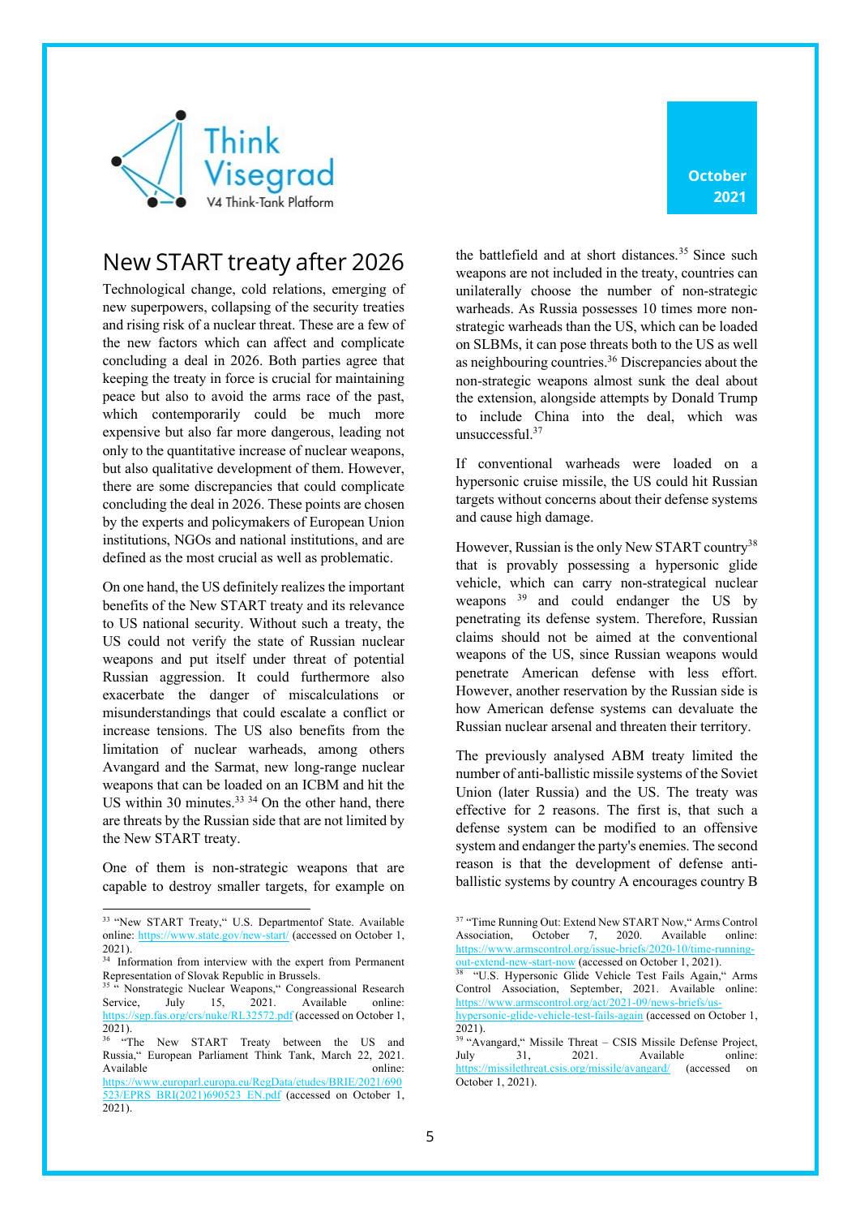# New START treaty after 2026

Technological change, cold relations, emerging of new superpowers, collapsing of the security treaties and rising risk of a nuclear threat. These are a few of the new factors which can affect and complicate concluding a deal in 2026. Both parties agree that keeping the treaty in force is crucial for maintaining peace but also to avoid the arms race of the past, which contemporarily could be much more expensive but also far more dangerous, leading not only to the quantitative increase of nuclear weapons, but also qualitative development of them. However, there are some discrepancies that could complicate concluding the deal in 2026. These points are chosen by the experts and policymakers of European Union institutions, NGOs and national institutions, and are defined as the most crucial as well as problematic.

On one hand, the US definitely realizes the important benefits of the New START treaty and its relevance to US national security. Without such a treaty, the US could not verify the state of Russian nuclear weapons and put itself under threat of potential Russian aggression. It could furthermore also exacerbate the danger of miscalculations or misunderstandings that could escalate a conflict or increase tensions. The US also benefits from the limitation of nuclear warheads, among others Avangard and the Sarmat, new long-range nuclear weapons that can be loaded on an ICBM and hit the US within 30 minutes.[33] [34] On the other hand, there are threats by the Russian side that are not limited by the New START treaty.

One of them is non-strategic weapons that are capable to destroy smaller targets, for example on the battlefield and at short distances.[35] Since such weapons are not included in the treaty, countries can unilaterally choose the number of non-strategic warheads. As Russia possesses 10 times more non-strategic warheads than the US, which can be loaded on SLBMs, it can pose threats both to the US as well as neighbouring countries.[36] Discrepancies about the non-strategic weapons almost sunk the deal about the extension, alongside attempts by Donald Trump to include China into the deal, which was unsuccessful.[37]

If conventional warheads were loaded on a hypersonic cruise missile, the US could hit Russian targets without concerns about their defense systems and cause high damage.

However, Russian is the only New START country[38] that is provably possessing a hypersonic glide vehicle, which can carry non-strategical nuclear weapons [39] and could endanger the US by penetrating its defense system. Therefore, Russian claims should not be aimed at the conventional weapons of the US, since Russian weapons would penetrate American defense with less effort. However, another reservation by the Russian side is how American defense systems can devaluate the Russian nuclear arsenal and threaten their territory.

The previously analysed ABM treaty limited the number of anti-ballistic missile systems of the Soviet Union (later Russia) and the US. The treaty was effective for 2 reasons. The first is, that such a defense system can be modified to an offensive system and endanger the party's enemies. The second reason is that the development of defense anti-ballistic systems by country A encourages country B

---

[33] "New START Treaty," U.S. Departmentof State. Available online: https://www.state.gov/new-start/ (accessed on October 1, 2021).

[34] Information from interview with the expert from Permanent Representation of Slovak Republic in Brussels.

[35] " Nonstrategic Nuclear Weapons," Congressional Research Service, July 15, 2021. Available online: https://sgp.fas.org/crs/nuke/RL32572.pdf (accessed on October 1, 2021).

[36] "The New START Treaty between the US and Russia," European Parliament Think Tank, March 22, 2021. Available online: https://www.europarl.europa.eu/RegData/etudes/BRIE/2021/690523/EPRS_BRI(2021)690523_EN.pdf (accessed on October 1, 2021).

[37] "Time Running Out: Extend New START Now," Arms Control Association, October 7, 2020. Available online: https://www.armscontrol.org/issue-briefs/2020-10/time-running-out-extend-new-start-now (accessed on October 1, 2021).

[38] "U.S. Hypersonic Glide Vehicle Test Fails Again," Arms Control Association, September, 2021. Available online: https://www.armscontrol.org/act/2021-09/news-briefs/us-hypersonic-glide-vehicle-test-fails-again (accessed on October 1, 2021).

[39] "Avangard," Missile Threat – CSIS Missile Defense Project, July 31, 2021. Available online: https://missilethreat.csis.org/missile/avangard/ (accessed on October 1, 2021).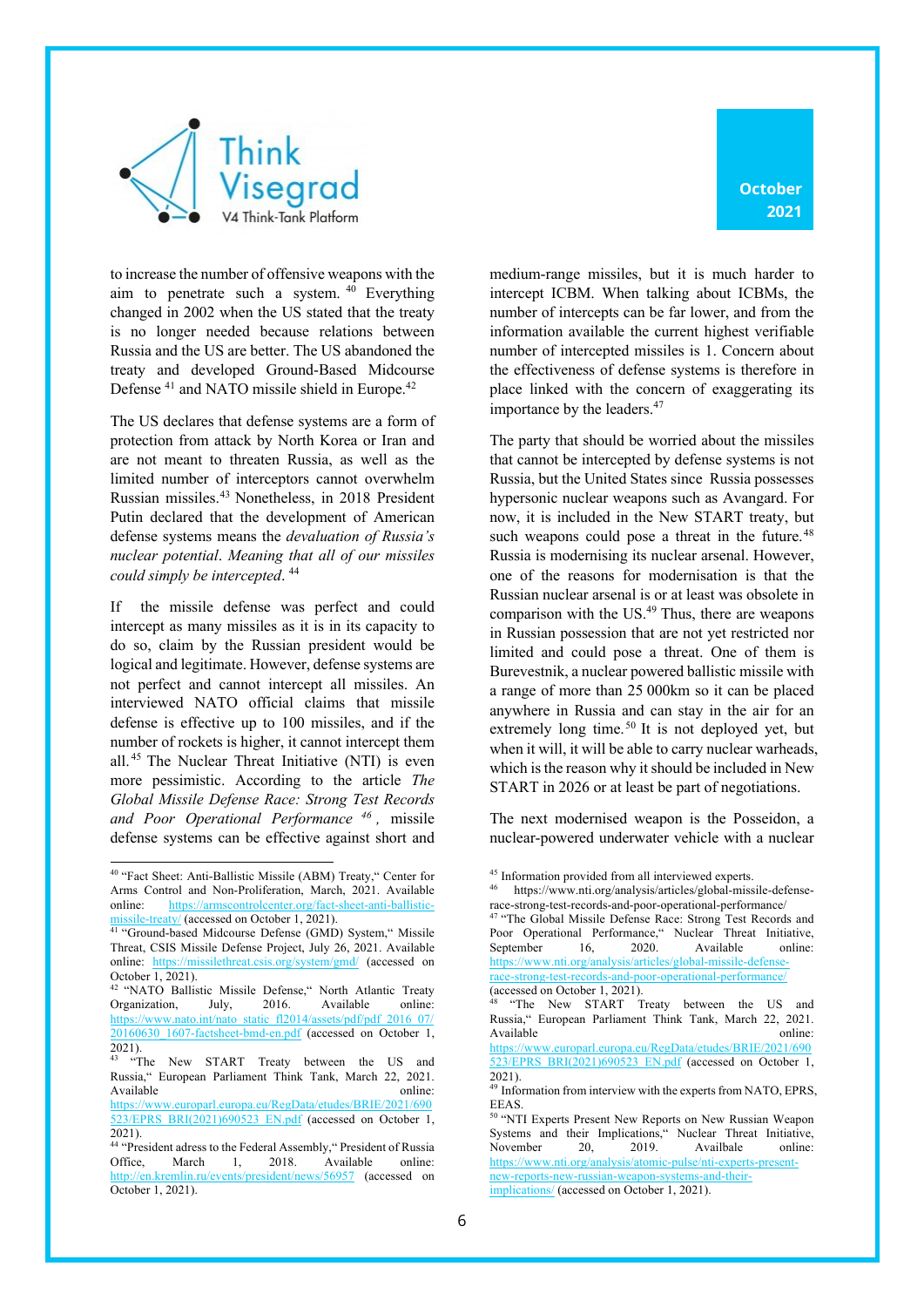to increase the number of offensive weapons with the aim to penetrate such a system.[40] Everything changed in 2002 when the US stated that the treaty is no longer needed because relations between Russia and the US are better. The US abandoned the treaty and developed Ground-Based Midcourse Defense[41] and NATO missile shield in Europe.[42]

The US declares that defense systems are a form of protection from attack by North Korea or Iran and are not meant to threaten Russia, as well as the limited number of interceptors cannot overwhelm Russian missiles.[43] Nonetheless, in 2018 President Putin declared that the development of American defense systems means the *devaluation of Russia's nuclear potential*. *Meaning that all of our missiles could simply be intercepted*.[44]

If the missile defense was perfect and could intercept as many missiles as it is in its capacity to do so, claim by the Russian president would be logical and legitimate. However, defense systems are not perfect and cannot intercept all missiles. An interviewed NATO official claims that missile defense is effective up to 100 missiles, and if the number of rockets is higher, it cannot intercept them all.[45] The Nuclear Threat Initiative (NTI) is even more pessimistic. According to the article *The Global Missile Defense Race: Strong Test Records and Poor Operational Performance*[46], missile defense systems can be effective against short and medium-range missiles, but it is much harder to intercept ICBM. When talking about ICBMs, the number of intercepts can be far lower, and from the information available the current highest verifiable number of intercepted missiles is 1. Concern about the effectiveness of defense systems is therefore in place linked with the concern of exaggerating its importance by the leaders.[47]

The party that should be worried about the missiles that cannot be intercepted by defense systems is not Russia, but the United States since Russia possesses hypersonic nuclear weapons such as Avangard. For now, it is included in the New START treaty, but such weapons could pose a threat in the future.[48] Russia is modernising its nuclear arsenal. However, one of the reasons for modernisation is that the Russian nuclear arsenal is or at least was obsolete in comparison with the US.[49] Thus, there are weapons in Russian possession that are not yet restricted nor limited and could pose a threat. One of them is Burevestnik, a nuclear powered ballistic missile with a range of more than 25 000km so it can be placed anywhere in Russia and can stay in the air for an extremely long time.[50] It is not deployed yet, but when it will, it will be able to carry nuclear warheads, which is the reason why it should be included in New START in 2026 or at least be part of negotiations.

The next modernised weapon is the Posseidon, a nuclear-powered underwater vehicle with a nuclear

---

[40] "Fact Sheet: Anti-Ballistic Missile (ABM) Treaty," Center for Arms Control and Non-Proliferation, March, 2021. Available online: https://armscontrolcenter.org/fact-sheet-anti-ballistic-missile-treaty/ (accessed on October 1, 2021).

[41] "Ground-based Midcourse Defense (GMD) System," Missile Threat, CSIS Missile Defense Project, July 26, 2021. Available online: https://missilethreat.csis.org/system/gmd/ (accessed on October 1, 2021).

[42] "NATO Ballistic Missile Defense," North Atlantic Treaty Organization, July, 2016. Available online: https://www.nato.int/nato_static_fl2014/assets/pdf/pdf_2016_07/20160630_1607-factsheet-bmd-en.pdf (accessed on October 1, 2021).

[43] "The New START Treaty between the US and Russia," European Parliament Think Tank, March 22, 2021. Available online: https://www.europarl.europa.eu/RegData/etudes/BRIE/2021/690523/EPRS_BRI(2021)690523_EN.pdf (accessed on October 1, 2021).

[44] "President adress to the Federal Assembly," President of Russia Office, March 1, 2018. Available online: http://en.kremlin.ru/events/president/news/56957 (accessed on October 1, 2021).

[45] Information provided from all interviewed experts.

[46] https://www.nti.org/analysis/articles/global-missile-defense-race-strong-test-records-and-poor-operational-performance/

[47] "The Global Missile Defense Race: Strong Test Records and Poor Operational Performance," Nuclear Threat Initiative, September 16, 2020. Available online: https://www.nti.org/analysis/articles/global-missile-defense-race-strong-test-records-and-poor-operational-performance/ (accessed on October 1, 2021).

[48] "The New START Treaty between the US and Russia," European Parliament Think Tank, March 22, 2021. Available online: https://www.europarl.europa.eu/RegData/etudes/BRIE/2021/690523/EPRS_BRI(2021)690523_EN.pdf (accessed on October 1, 2021).

[49] Information from interview with the experts from NATO, EPRS, EEAS.

[50] "NTI Experts Present New Reports on New Russian Weapon Systems and their Implications," Nuclear Threat Initiative, November 20, 2019. Availbale online: https://www.nti.org/analysis/atomic-pulse/nti-experts-present-new-reports-new-russian-weapon-systems-and-their-implications/ (accessed on October 1, 2021).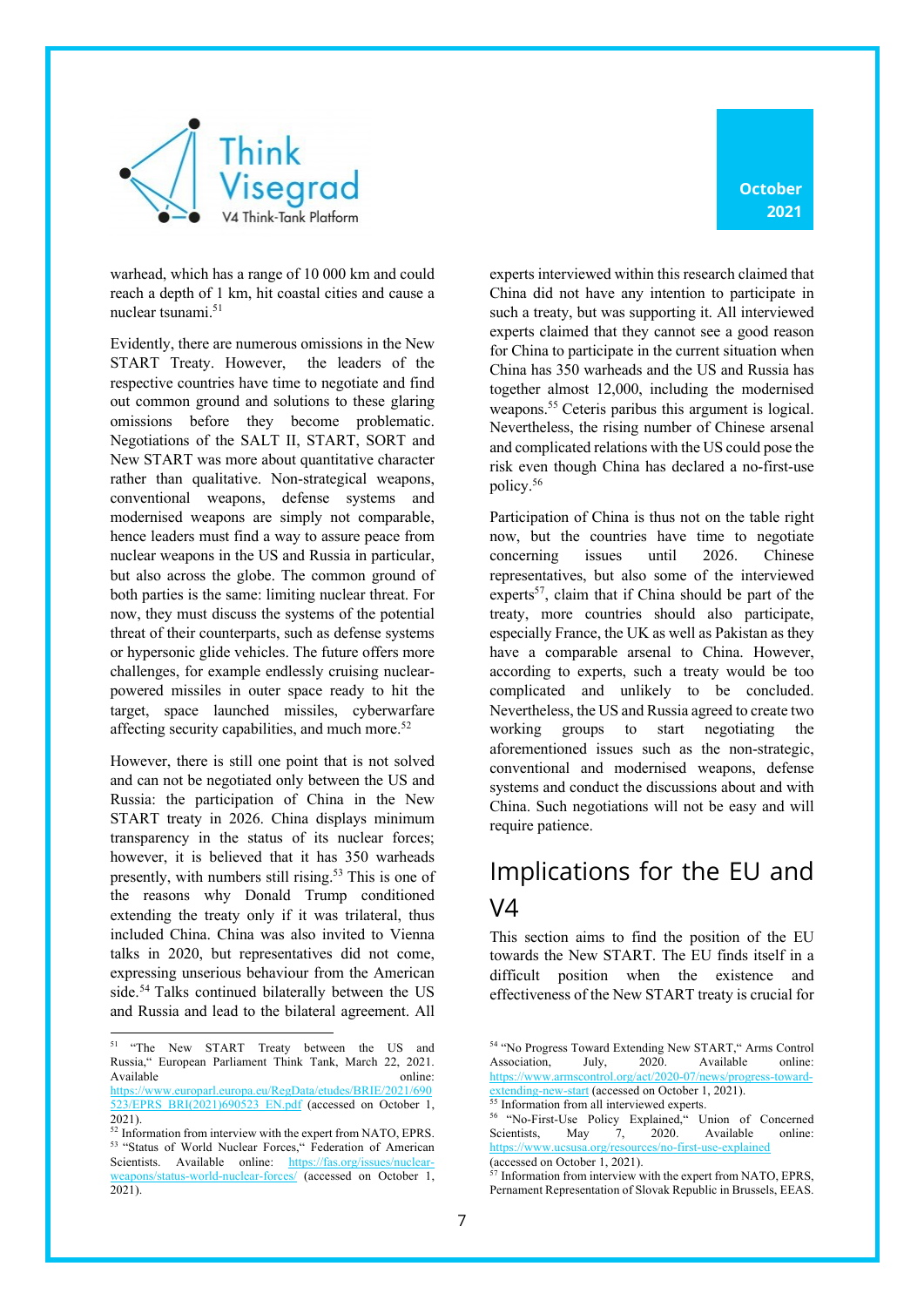warhead, which has a range of 10 000 km and could reach a depth of 1 km, hit coastal cities and cause a nuclear tsunami.[51]

Evidently, there are numerous omissions in the New START Treaty. However, the leaders of the respective countries have time to negotiate and find out common ground and solutions to these glaring omissions before they become problematic. Negotiations of the SALT II, START, SORT and New START was more about quantitative character rather than qualitative. Non-strategical weapons, conventional weapons, defense systems and modernised weapons are simply not comparable, hence leaders must find a way to assure peace from nuclear weapons in the US and Russia in particular, but also across the globe. The common ground of both parties is the same: limiting nuclear threat. For now, they must discuss the systems of the potential threat of their counterparts, such as defense systems or hypersonic glide vehicles. The future offers more challenges, for example endlessly cruising nuclear-powered missiles in outer space ready to hit the target, space launched missiles, cyberwarfare affecting security capabilities, and much more.[52]

However, there is still one point that is not solved and can not be negotiated only between the US and Russia: the participation of China in the New START treaty in 2026. China displays minimum transparency in the status of its nuclear forces; however, it is believed that it has 350 warheads presently, with numbers still rising.[53] This is one of the reasons why Donald Trump conditioned extending the treaty only if it was trilateral, thus included China. China was also invited to Vienna talks in 2020, but representatives did not come, expressing unserious behaviour from the American side.[54] Talks continued bilaterally between the US and Russia and lead to the bilateral agreement. All experts interviewed within this research claimed that China did not have any intention to participate in such a treaty, but was supporting it. All interviewed experts claimed that they cannot see a good reason for China to participate in the current situation when China has 350 warheads and the US and Russia has together almost 12,000, including the modernised weapons.[55] Ceteris paribus this argument is logical. Nevertheless, the rising number of Chinese arsenal and complicated relations with the US could pose the risk even though China has declared a no-first-use policy.[56]

Participation of China is thus not on the table right now, but the countries have time to negotiate concerning issues until 2026. Chinese representatives, but also some of the interviewed experts[57], claim that if China should be part of the treaty, more countries should also participate, especially France, the UK as well as Pakistan as they have a comparable arsenal to China. However, according to experts, such a treaty would be too complicated and unlikely to be concluded. Nevertheless, the US and Russia agreed to create two working groups to start negotiating the aforementioned issues such as the non-strategic, conventional and modernised weapons, defense systems and conduct the discussions about and with China. Such negotiations will not be easy and will require patience.

## Implications for the EU and V4

This section aims to find the position of the EU towards the New START. The EU finds itself in a difficult position when the existence and effectiveness of the New START treaty is crucial for

---

[51] "The New START Treaty between the US and Russia," European Parliament Think Tank, March 22, 2021. Available online: https://www.europarl.europa.eu/RegData/etudes/BRIE/2021/690523/EPRS_BRI(2021)690523_EN.pdf (accessed on October 1, 2021).

[52] Information from interview with the expert from NATO, EPRS.

[53] "Status of World Nuclear Forces," Federation of American Scientists. Available online: https://fas.org/issues/nuclear-weapons/status-world-nuclear-forces/ (accessed on October 1, 2021).

[54] "No Progress Toward Extending New START," Arms Control Association, July, 2020. Available online: https://www.armscontrol.org/act/2020-07/news/progress-toward-extending-new-start (accessed on October 1, 2021).

[55] Information from all interviewed experts.

[56] "No-First-Use Policy Explained," Union of Concerned Scientists, May 7, 2020. Available online: https://www.ucsusa.org/resources/no-first-use-explained (accessed on October 1, 2021).

[57] Information from interview with the expert from NATO, EPRS, Permanent Representation of Slovak Republic in Brussels, EEAS.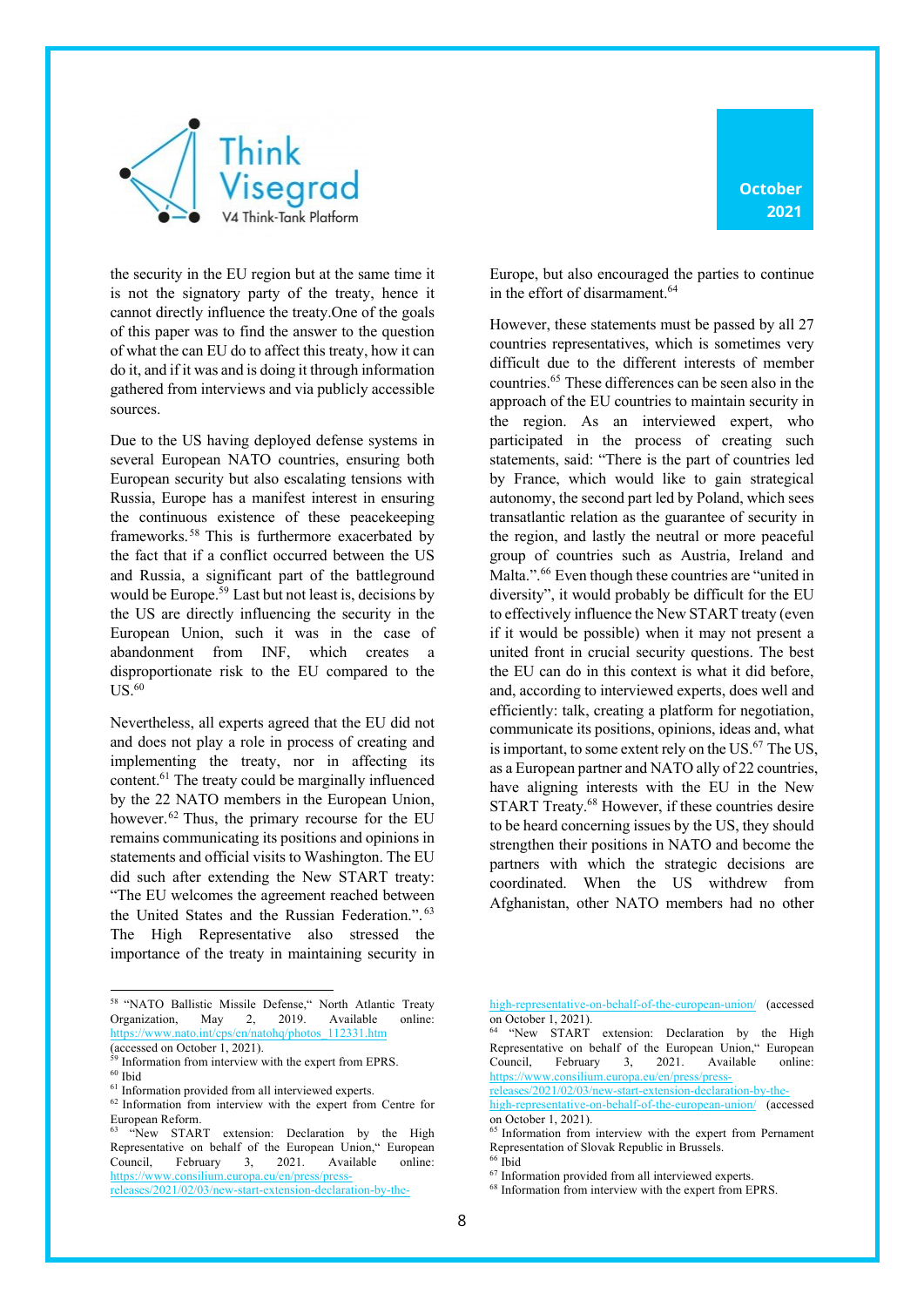the security in the EU region but at the same time it is not the signatory party of the treaty, hence it cannot directly influence the treaty.One of the goals of this paper was to find the answer to the question of what the can EU do to affect this treaty, how it can do it, and if it was and is doing it through information gathered from interviews and via publicly accessible sources.

Due to the US having deployed defense systems in several European NATO countries, ensuring both European security but also escalating tensions with Russia, Europe has a manifest interest in ensuring the continuous existence of these peacekeeping frameworks.[58] This is furthermore exacerbated by the fact that if a conflict occurred between the US and Russia, a significant part of the battleground would be Europe.[59] Last but not least is, decisions by the US are directly influencing the security in the European Union, such it was in the case of abandonment from INF, which creates a disproportionate risk to the EU compared to the US.[60]

Nevertheless, all experts agreed that the EU did not and does not play a role in process of creating and implementing the treaty, nor in affecting its content.[61] The treaty could be marginally influenced by the 22 NATO members in the European Union, however.[62] Thus, the primary recourse for the EU remains communicating its positions and opinions in statements and official visits to Washington. The EU did such after extending the New START treaty: "The EU welcomes the agreement reached between the United States and the Russian Federation.".[63] The High Representative also stressed the importance of the treaty in maintaining security in Europe, but also encouraged the parties to continue in the effort of disarmament.[64]

However, these statements must be passed by all 27 countries representatives, which is sometimes very difficult due to the different interests of member countries.[65] These differences can be seen also in the approach of the EU countries to maintain security in the region. As an interviewed expert, who participated in the process of creating such statements, said: "There is the part of countries led by France, which would like to gain strategical autonomy, the second part led by Poland, which sees transatlantic relation as the guarantee of security in the region, and lastly the neutral or more peaceful group of countries such as Austria, Ireland and Malta.".[66] Even though these countries are "united in diversity", it would probably be difficult for the EU to effectively influence the New START treaty (even if it would be possible) when it may not present a united front in crucial security questions. The best the EU can do in this context is what it did before, and, according to interviewed experts, does well and efficiently: talk, creating a platform for negotiation, communicate its positions, opinions, ideas and, what is important, to some extent rely on the US.[67] The US, as a European partner and NATO ally of 22 countries, have aligning interests with the EU in the New START Treaty.[68] However, if these countries desire to be heard concerning issues by the US, they should strengthen their positions in NATO and become the partners with which the strategic decisions are coordinated. When the US withdrew from Afghanistan, other NATO members had no other

---

[58] "NATO Ballistic Missile Defense," North Atlantic Treaty Organization, May 2, 2019. Available online: https://www.nato.int/cps/en/natohq/photos_112331.htm (accessed on October 1, 2021).

[59] Information from interview with the expert from EPRS.

[60] Ibid

[61] Information provided from all interviewed experts.

[62] Information from interview with the expert from Centre for European Reform.

[63] "New START extension: Declaration by the High Representative on behalf of the European Union," European Council, February 3, 2021. Available online: https://www.consilium.europa.eu/en/press/press-releases/2021/02/03/new-start-extension-declaration-by-the-high-representative-on-behalf-of-the-european-union/ (accessed on October 1, 2021).

[64] "New START extension: Declaration by the High Representative on behalf of the European Union," European Council, February 3, 2021. Available online: https://www.consilium.europa.eu/en/press/press-releases/2021/02/03/new-start-extension-declaration-by-the-high-representative-on-behalf-of-the-european-union/ (accessed on October 1, 2021).

[65] Information from interview with the expert from Pernament Representation of Slovak Republic in Brussels.

[66] Ibid

[67] Information provided from all interviewed experts.

[68] Information from interview with the expert from EPRS.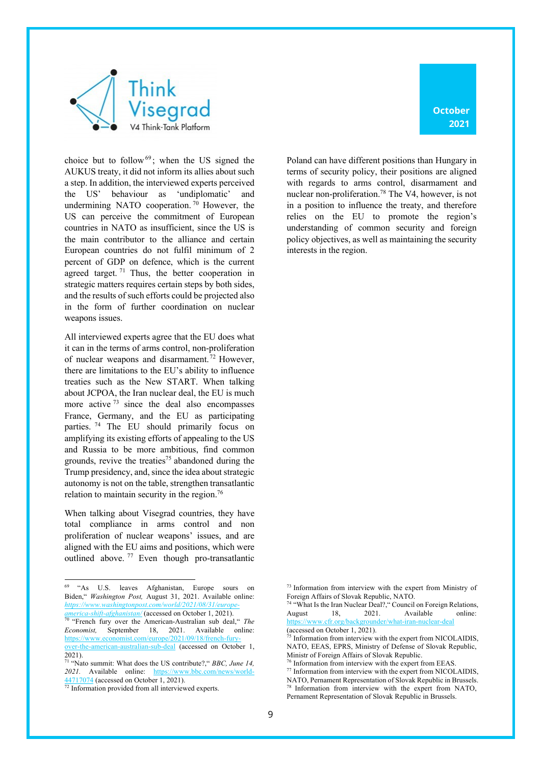choice but to follow[69]; when the US signed the AUKUS treaty, it did not inform its allies about such a step. In addition, the interviewed experts perceived the US' behaviour as 'undiplomatic' and undermining NATO cooperation.[70] However, the US can perceive the commitment of European countries in NATO as insufficient, since the US is the main contributor to the alliance and certain European countries do not fulfil minimum of 2 percent of GDP on defence, which is the current agreed target.[71] Thus, the better cooperation in strategic matters requires certain steps by both sides, and the results of such efforts could be projected also in the form of further coordination on nuclear weapons issues.

All interviewed experts agree that the EU does what it can in the terms of arms control, non-proliferation of nuclear weapons and disarmament.[72] However, there are limitations to the EU's ability to influence treaties such as the New START. When talking about JCPOA, the Iran nuclear deal, the EU is much more active[73] since the deal also encompasses France, Germany, and the EU as participating parties.[74] The EU should primarily focus on amplifying its existing efforts of appealing to the US and Russia to be more ambitious, find common grounds, revive the treaties[75] abandoned during the Trump presidency, and, since the idea about strategic autonomy is not on the table, strengthen transatlantic relation to maintain security in the region.[76]

When talking about Visegrad countries, they have total compliance in arms control and non proliferation of nuclear weapons' issues, and are aligned with the EU aims and positions, which were outlined above.[77] Even though pro-transatlantic Poland can have different positions than Hungary in terms of security policy, their positions are aligned with regards to arms control, disarmament and nuclear non-proliferation.[78] The V4, however, is not in a position to influence the treaty, and therefore relies on the EU to promote the region's understanding of common security and foreign policy objectives, as well as maintaining the security interests in the region.

---

[69] "As U.S. leaves Afghanistan, Europe sours on Biden," *Washington Post,* August 31, 2021. Available online: *https://www.washingtonpost.com/world/2021/08/31/europe-america-shift-afghanistan/* (accessed on October 1, 2021).

[70] "French fury over the American-Australian sub deal," *The Economist,* September 18, 2021. Available online: https://www.economist.com/europe/2021/09/18/french-fury-over-the-american-australian-sub-deal (accessed on October 1, 2021).

[71] "Nato summit: What does the US contribute?," *BBC, June 14, 2021.* Available online: https://www.bbc.com/news/world-44717074 (accessed on October 1, 2021).

[72] Information provided from all interviewed experts.

[73] Information from interview with the expert from Ministry of Foreign Affairs of Slovak Republic, NATO.

[74] "What Is the Iran Nuclear Deal?," Council on Foreign Relations, August 18, 2021. Available online: https://www.cfr.org/backgrounder/what-iran-nuclear-deal (accessed on October 1, 2021).

[75] Information from interview with the expert from NICOLAIDIS, NATO, EEAS, EPRS, Ministry of Defense of Slovak Republic, Ministr of Foreign Affairs of Slovak Republic.

[76] Information from interview with the expert from EEAS.

[77] Information from interview with the expert from NICOLAIDIS, NATO, Pernament Representation of Slovak Republic in Brussels.

[78] Information from interview with the expert from NATO, Pernament Representation of Slovak Republic in Brussels.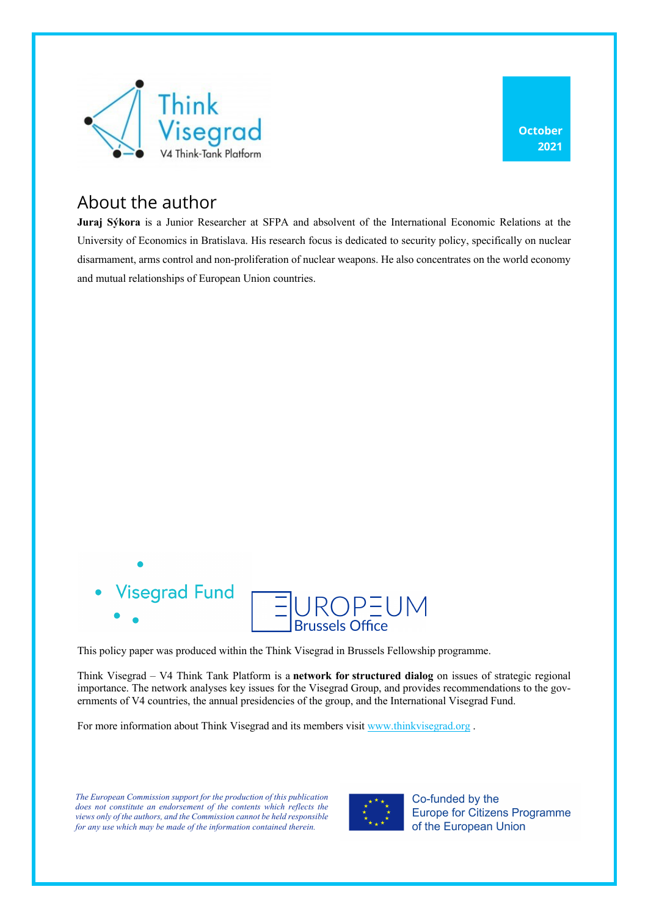Think Visegrad
V4 Think-Tank Platform

October 2021

## About the author

**Juraj Sýkora** is a Junior Researcher at SFPA and absolvent of the International Economic Relations at the University of Economics in Bratislava. His research focus is dedicated to security policy, specifically on nuclear disarmament, arms control and non-proliferation of nuclear weapons. He also concentrates on the world economy and mutual relationships of European Union countries.

Visegrad Fund

EUROPEUM Brussels Office

This policy paper was produced within the Think Visegrad in Brussels Fellowship programme.

Think Visegrad – V4 Think Tank Platform is a **network for structured dialog** on issues of strategic regional importance. The network analyses key issues for the Visegrad Group, and provides recommendations to the governments of V4 countries, the annual presidencies of the group, and the International Visegrad Fund.

For more information about Think Visegrad and its members visit www.thinkvisegrad.org .

*The European Commission support for the production of this publication does not constitute an endorsement of the contents which reflects the views only of the authors, and the Commission cannot be held responsible for any use which may be made of the information contained therein.*

Co-funded by the Europe for Citizens Programme of the European Union